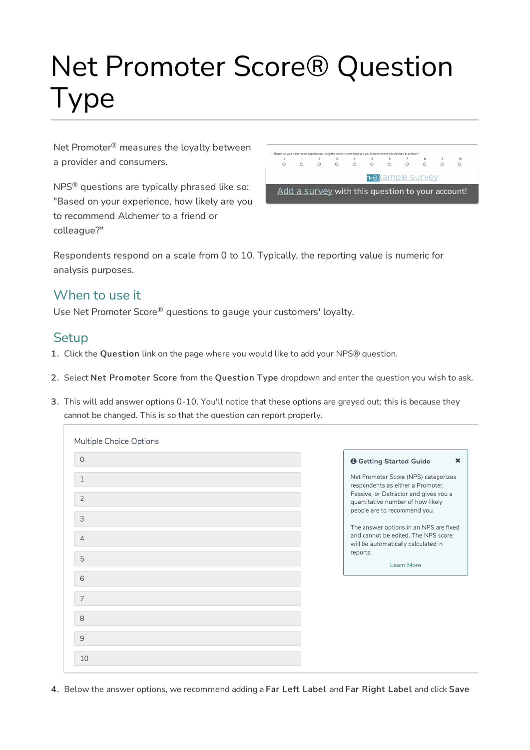# Net Promoter Score® Question Type

Net Promoter® measures the loyalty between a provider and consumers.

NPS® questions are typically phrased like so: "Based on your experience, how likely are you to recommend Alchemer to a friend or colleague?"

1. Based on your most recent experiences using the platform, how likely are you to recommend this software to a friend?

0 1 2 3 4 5 6 7 8 9 10

Example survey

Add a survey with this question to your account!

Respondents respond on a scale from 0 to 10. Typically, the reporting value is numeric for analysis purposes.

## When to use it

Use Net Promoter Score® questions to gauge your customers' loyalty.

## Setup

1. Click the **Question** link on the page where you would like to add your NPS® question.
2. Select **Net Promoter Score** from the **Question Type** dropdown and enter the question you wish to ask.
3. This will add answer options 0-10. You'll notice that these options are greyed out; this is because they cannot be changed. This is so that the question can report properly.

   Multiple Choice Options

   0
   1
   2
   3
   4
   5
   6
   7
   8
   9
   10

   **Getting Started Guide**

   Net Promoter Score (NPS) categorizes respondents as either a Promoter, Passive, or Detractor and gives you a quantitative number of how likely people are to recommend you.

   The answer options in an NPS are fixed and cannot be edited. The NPS score will be automatically calculated in reports.

   Learn More

4. Below the answer options, we recommend adding a **Far Left Label** and **Far Right Label** and click **Save**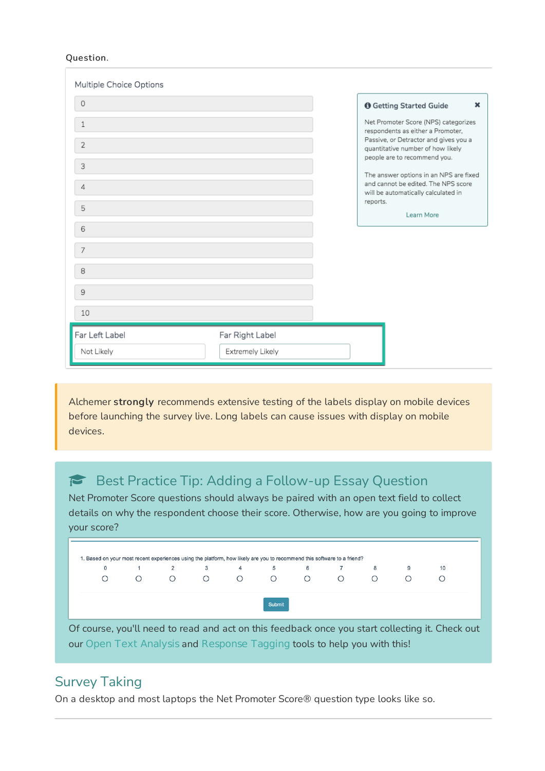Question.

Multiple Choice Options

0

1

2

3

4

5

6

7

8

9

10

Far Left Label: Not Likely

Far Right Label: Extremely Likely

**Getting Started Guide**

Net Promoter Score (NPS) categorizes respondents as either a Promoter, Passive, or Detractor and gives you a quantitative number of how likely people are to recommend you.

The answer options in an NPS are fixed and cannot be edited. The NPS score will be automatically calculated in reports.

Learn More

Alchemer **strongly** recommends extensive testing of the labels display on mobile devices before launching the survey live. Long labels can cause issues with display on mobile devices.

### Best Practice Tip: Adding a Follow-up Essay Question

Net Promoter Score questions should always be paired with an open text field to collect details on why the respondent choose their score. Otherwise, how are you going to improve your score?

1. Based on your most recent experiences using the platform, how likely are you to recommend this software to a friend?

0 1 2 3 4 5 6 7 8 9 10

Submit

Of course, you'll need to read and act on this feedback once you start collecting it. Check out our Open Text Analysis and Response Tagging tools to help you with this!

## Survey Taking

On a desktop and most laptops the Net Promoter Score® question type looks like so.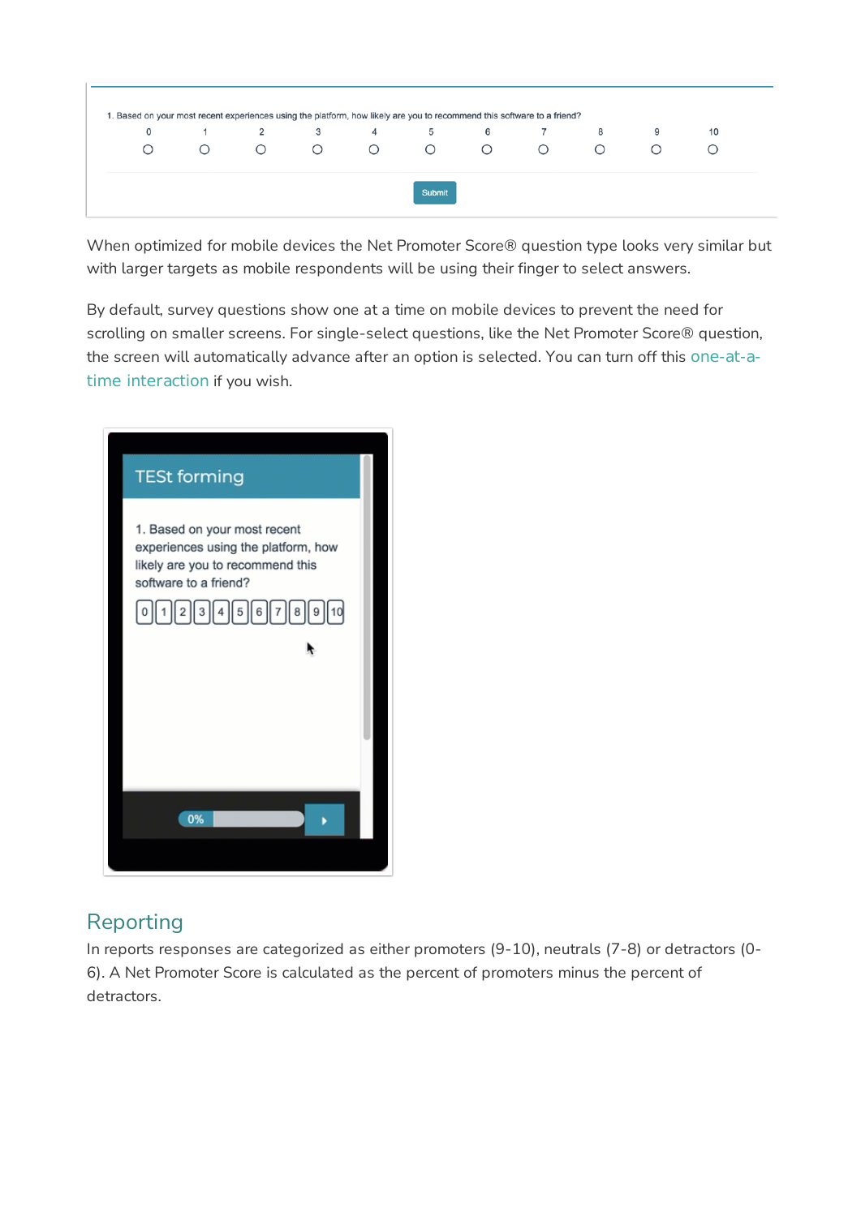1. Based on your most recent experiences using the platform, how likely are you to recommend this software to a friend?

| 0 | 1 | 2 | 3 | 4 | 5 | 6 | 7 | 8 | 9 | 10 |
|---|---|---|---|---|---|---|---|---|---|---|
| ○ | ○ | ○ | ○ | ○ | ○ | ○ | ○ | ○ | ○ | ○ |

Submit

When optimized for mobile devices the Net Promoter Score® question type looks very similar but with larger targets as mobile respondents will be using their finger to select answers.

By default, survey questions show one at a time on mobile devices to prevent the need for scrolling on smaller screens. For single-select questions, like the Net Promoter Score® question, the screen will automatically advance after an option is selected. You can turn off this one-at-a-time interaction if you wish.

TESt forming

1. Based on your most recent experiences using the platform, how likely are you to recommend this software to a friend?

0 1 2 3 4 5 6 7 8 9 10

0%

## Reporting

In reports responses are categorized as either promoters (9-10), neutrals (7-8) or detractors (0-6). A Net Promoter Score is calculated as the percent of promoters minus the percent of detractors.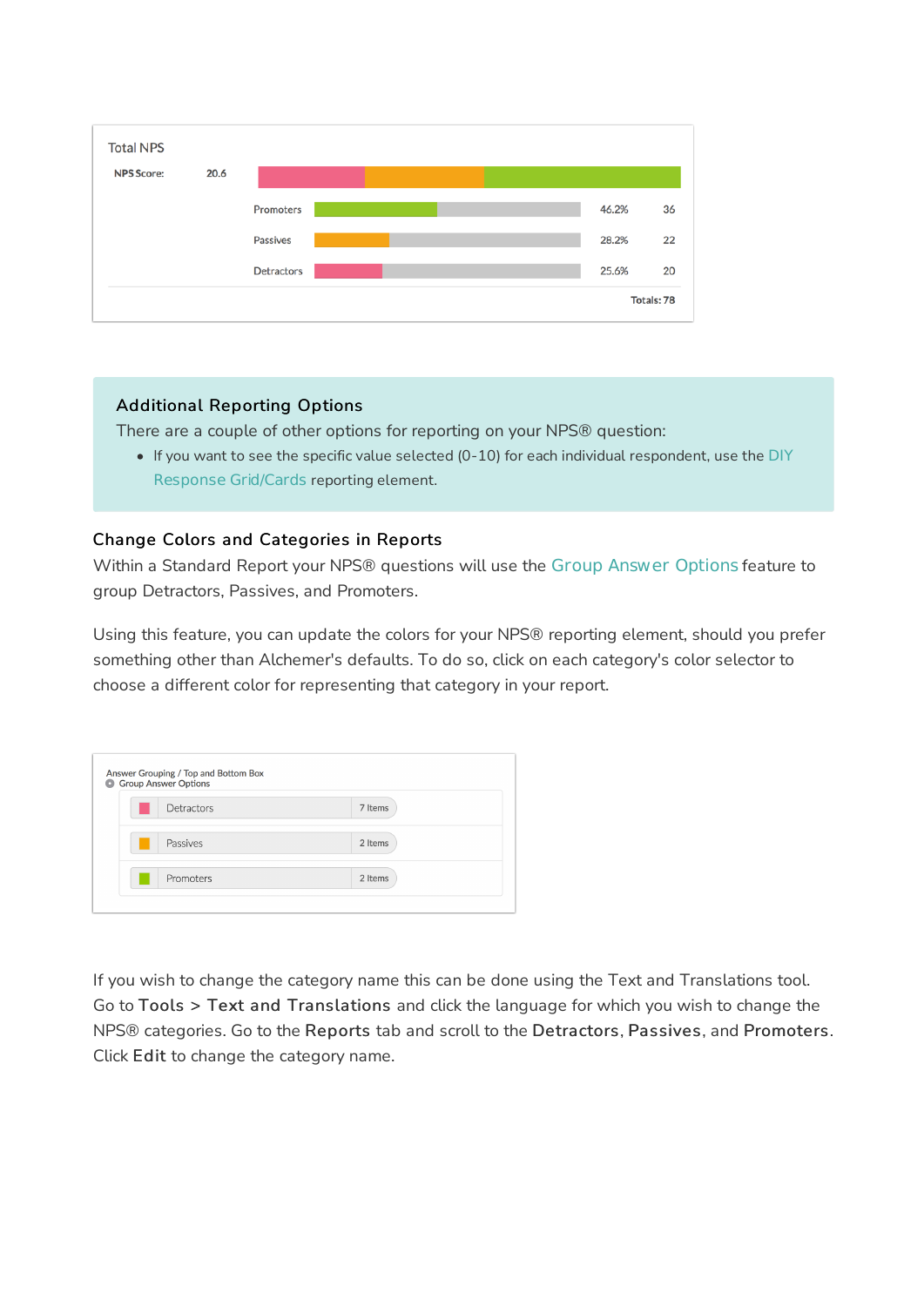| Total NPS | | | |
|---|---|---|---|
| NPS Score: | 20.6 | | |
| Promoters | | 46.2% | 36 |
| Passives | | 28.2% | 22 |
| Detractors | | 25.6% | 20 |
| | | Totals: 78 | |

## Additional Reporting Options

There are a couple of other options for reporting on your NPS® question:

- If you want to see the specific value selected (0-10) for each individual respondent, use the DIY Response Grid/Cards reporting element.

## Change Colors and Categories in Reports

Within a Standard Report your NPS® questions will use the Group Answer Options feature to group Detractors, Passives, and Promoters.

Using this feature, you can update the colors for your NPS® reporting element, should you prefer something other than Alchemer's defaults. To do so, click on each category's color selector to choose a different color for representing that category in your report.

Answer Grouping / Top and Bottom Box
Group Answer Options

| Category | Items |
|---|---|
| Detractors | 7 Items |
| Passives | 2 Items |
| Promoters | 2 Items |

If you wish to change the category name this can be done using the Text and Translations tool. Go to **Tools** > **Text and Translations** and click the language for which you wish to change the NPS® categories. Go to the **Reports** tab and scroll to the **Detractors**, **Passives**, and **Promoters**. Click **Edit** to change the category name.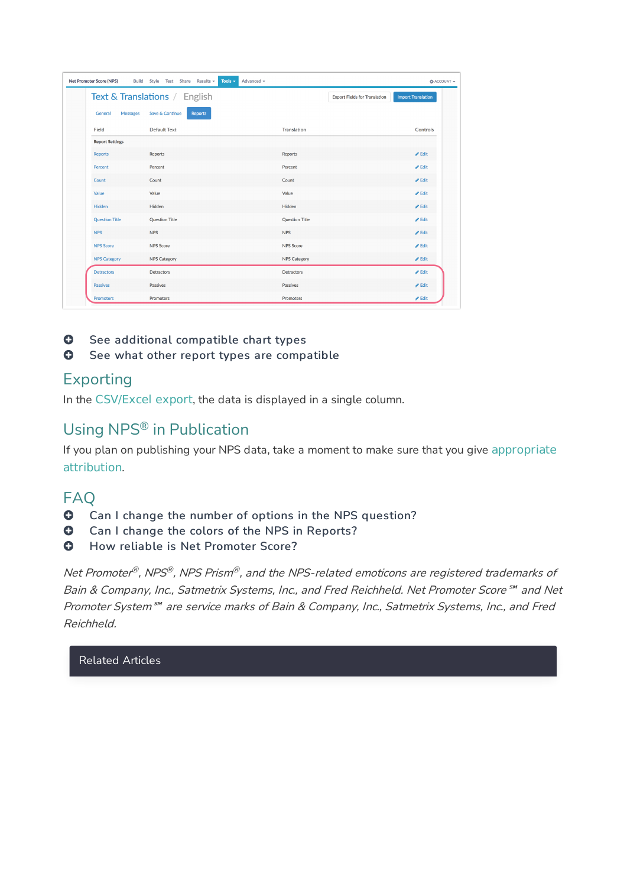- See additional compatible chart types
- See what other report types are compatible

## Exporting

In the CSV/Excel export, the data is displayed in a single column.

## Using NPS® in Publication

If you plan on publishing your NPS data, take a moment to make sure that you give appropriate attribution.

## FAQ

- Can I change the number of options in the NPS question?
- Can I change the colors of the NPS in Reports?
- How reliable is Net Promoter Score?

*Net Promoter®, NPS®, NPS Prism®, and the NPS-related emoticons are registered trademarks of Bain & Company, Inc., Satmetrix Systems, Inc., and Fred Reichheld. Net Promoter Score℠ and Net Promoter System℠ are service marks of Bain & Company, Inc., Satmetrix Systems, Inc., and Fred Reichheld.*

Related Articles